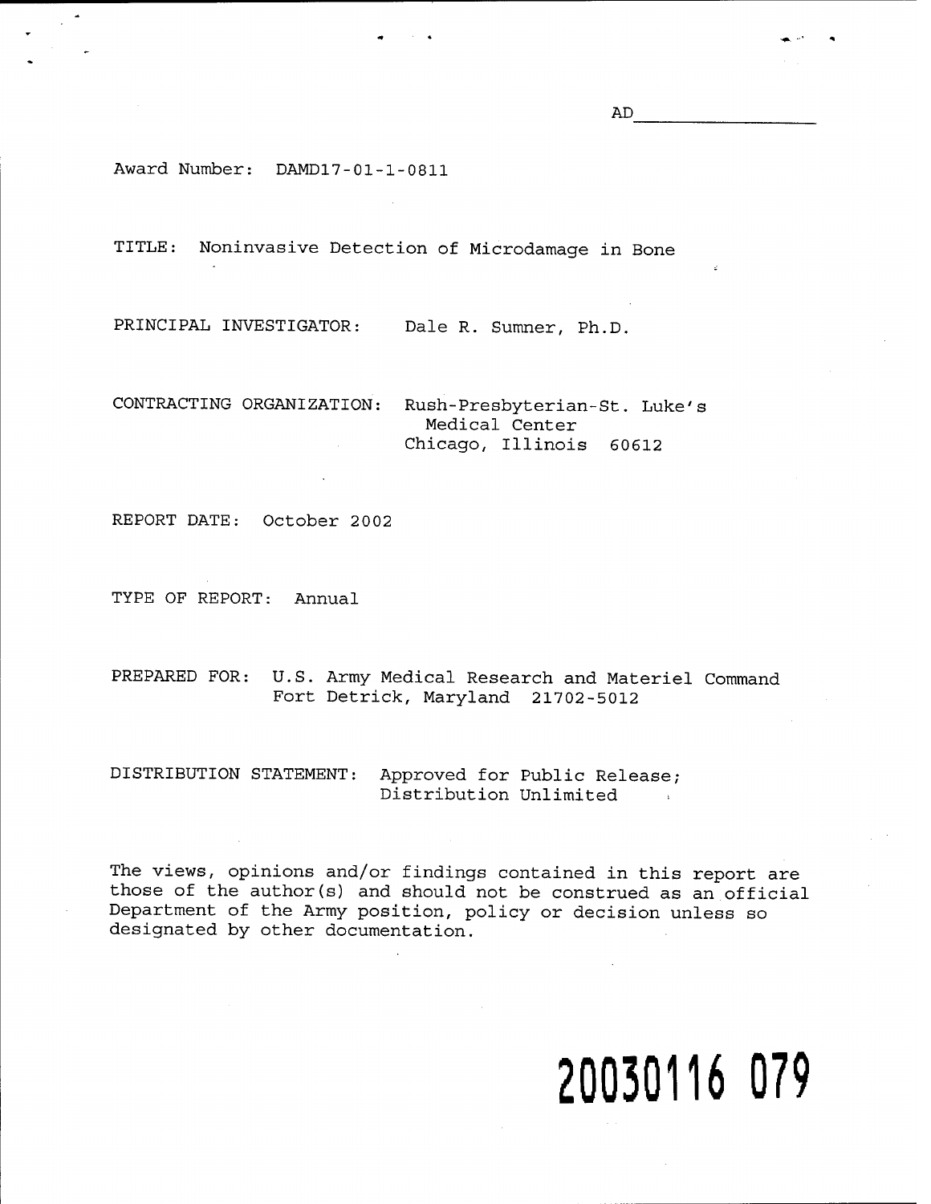AD________________

Award Number: DAMD17-01-1-0811

TITLE: Noninvasive Detection of Microdamage in Bone

PRINCIPAL INVESTIGATOR: Dale R. Sumner, Ph.D.

CONTRACTING ORGANIZATION: Rush-Presbyterian-St. Luke's Medical Center
Chicago, Illinois 60612

REPORT DATE: October 2002

TYPE OF REPORT: Annual

PREPARED FOR: U.S. Army Medical Research and Materiel Command
Fort Detrick, Maryland 21702-5012

DISTRIBUTION STATEMENT: Approved for Public Release;
Distribution Unlimited

The views, opinions and/or findings contained in this report are those of the author(s) and should not be construed as an official Department of the Army position, policy or decision unless so designated by other documentation.

**20030116 079**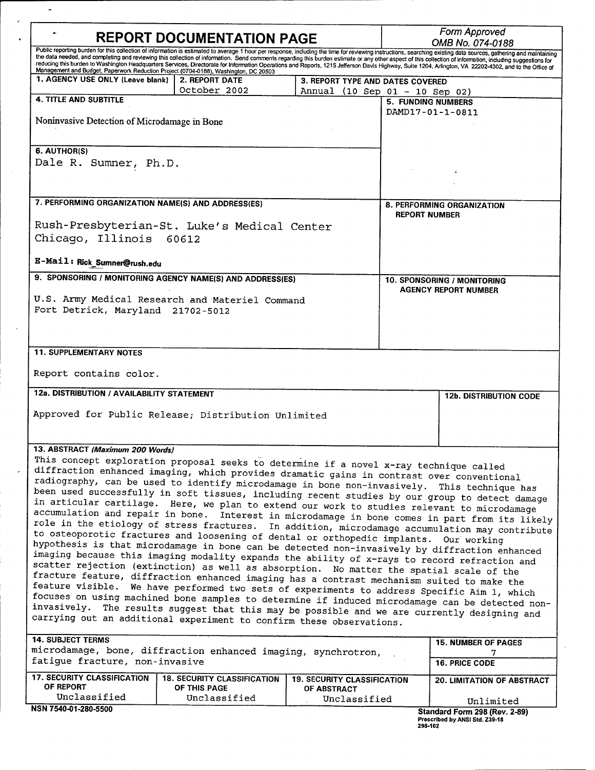# REPORT DOCUMENTATION PAGE

*Form Approved OMB No. 074-0188*

Public reporting burden for this collection of information is estimated to average 1 hour per response, including the time for reviewing instructions, searching existing data sources, gathering and maintaining the data needed, and completing and reviewing this collection of information. Send comments regarding this burden estimate or any other aspect of this collection of information, including suggestions for reducing this burden to Washington Headquarters Services, Directorate for Information Operations and Reports, 1215 Jefferson Davis Highway, Suite 1204, Arlington, VA 22202-4302, and to the Office of Management and Budget, Paperwork Reduction Project (0704-0188), Washington, DC 20503

| 1. AGENCY USE ONLY (Leave blank) | 2. REPORT DATE | 3. REPORT TYPE AND DATES COVERED |
| --- | --- | --- |
| | October 2002 | Annual (10 Sep 01 - 10 Sep 02) |

**4. TITLE AND SUBTITLE**

Noninvasive Detection of Microdamage in Bone

**5. FUNDING NUMBERS**

DAMD17-01-1-0811

**6. AUTHOR(S)**

Dale R. Sumner, Ph.D.

**7. PERFORMING ORGANIZATION NAME(S) AND ADDRESS(ES)**

Rush-Presbyterian-St. Luke's Medical Center
Chicago, Illinois 60612

E-Mail: Rick_Sumner@rush.edu

**8. PERFORMING ORGANIZATION REPORT NUMBER**

**9. SPONSORING / MONITORING AGENCY NAME(S) AND ADDRESS(ES)**

U.S. Army Medical Research and Materiel Command
Fort Detrick, Maryland 21702-5012

**10. SPONSORING / MONITORING AGENCY REPORT NUMBER**

**11. SUPPLEMENTARY NOTES**

Report contains color.

**12a. DISTRIBUTION / AVAILABILITY STATEMENT**

Approved for Public Release; Distribution Unlimited

**12b. DISTRIBUTION CODE**

**13. ABSTRACT (Maximum 200 Words)**

This concept exploration proposal seeks to determine if a novel x-ray technique called diffraction enhanced imaging, which provides dramatic gains in contrast over conventional radiography, can be used to identify microdamage in bone non-invasively. This technique has been used successfully in soft tissues, including recent studies by our group to detect damage in articular cartilage. Here, we plan to extend our work to studies relevant to microdamage accumulation and repair in bone. Interest in microdamage in bone comes in part from its likely role in the etiology of stress fractures. In addition, microdamage accumulation may contribute to osteoporotic fractures and loosening of dental or orthopedic implants. Our working hypothesis is that microdamage in bone can be detected non-invasively by diffraction enhanced imaging because this imaging modality expands the ability of x-rays to record refraction and scatter rejection (extinction) as well as absorption. No matter the spatial scale of the fracture feature, diffraction enhanced imaging has a contrast mechanism suited to make the feature visible. We have performed two sets of experiments to address Specific Aim 1, which focuses on using machined bone samples to determine if induced microdamage can be detected non-invasively. The results suggest that this may be possible and we are currently designing and carrying out an additional experiment to confirm these observations.

**14. SUBJECT TERMS**

microdamage, bone, diffraction enhanced imaging, synchrotron, fatigue fracture, non-invasive

**15. NUMBER OF PAGES**

7

**16. PRICE CODE**

| 17. SECURITY CLASSIFICATION OF REPORT | 18. SECURITY CLASSIFICATION OF THIS PAGE | 19. SECURITY CLASSIFICATION OF ABSTRACT | 20. LIMITATION OF ABSTRACT |
| --- | --- | --- | --- |
| Unclassified | Unclassified | Unclassified | Unlimited |

NSN 7540-01-280-5500

Standard Form 298 (Rev. 2-89)
Prescribed by ANSI Std. Z39-18
298-102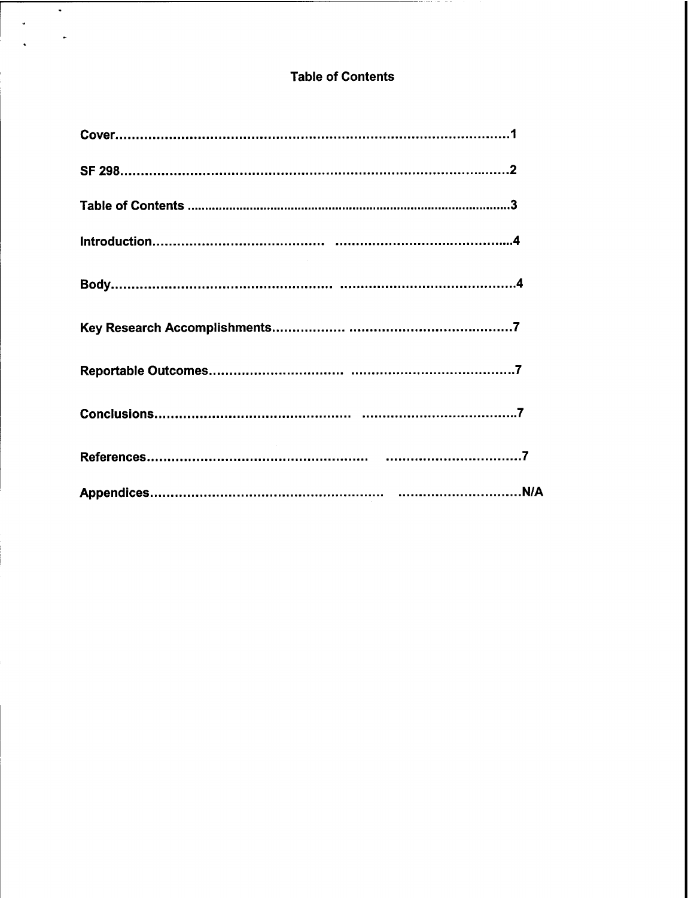## Table of Contents

| | |
|---|---|
| **Cover** | **1** |
| **SF 298** | **2** |
| **Table of Contents** | **3** |
| **Introduction** | **4** |
| **Body** | **4** |
| **Key Research Accomplishments** | **7** |
| **Reportable Outcomes** | **7** |
| **Conclusions** | **7** |
| **References** | **7** |
| **Appendices** | **N/A** |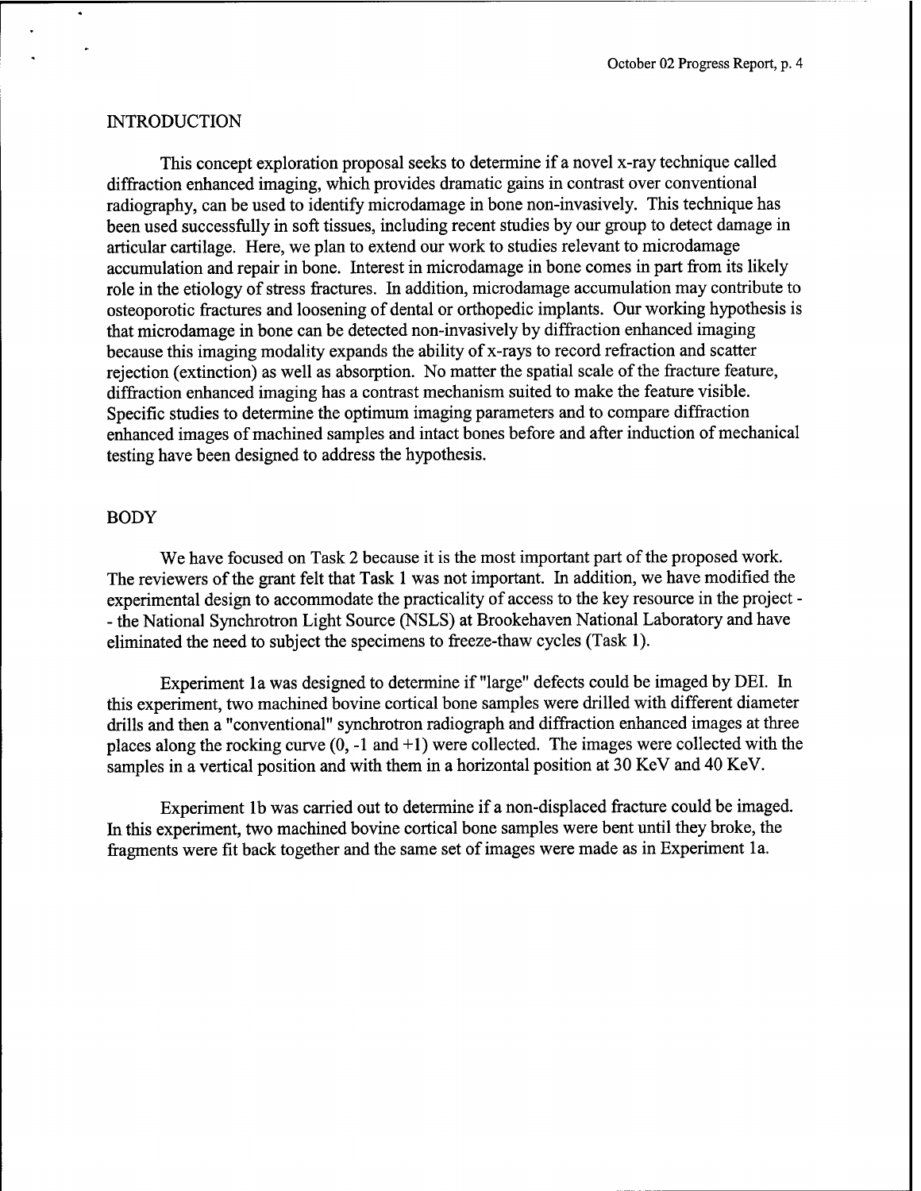## INTRODUCTION

This concept exploration proposal seeks to determine if a novel x-ray technique called diffraction enhanced imaging, which provides dramatic gains in contrast over conventional radiography, can be used to identify microdamage in bone non-invasively. This technique has been used successfully in soft tissues, including recent studies by our group to detect damage in articular cartilage. Here, we plan to extend our work to studies relevant to microdamage accumulation and repair in bone. Interest in microdamage in bone comes in part from its likely role in the etiology of stress fractures. In addition, microdamage accumulation may contribute to osteoporotic fractures and loosening of dental or orthopedic implants. Our working hypothesis is that microdamage in bone can be detected non-invasively by diffraction enhanced imaging because this imaging modality expands the ability of x-rays to record refraction and scatter rejection (extinction) as well as absorption. No matter the spatial scale of the fracture feature, diffraction enhanced imaging has a contrast mechanism suited to make the feature visible. Specific studies to determine the optimum imaging parameters and to compare diffraction enhanced images of machined samples and intact bones before and after induction of mechanical testing have been designed to address the hypothesis.

## BODY

We have focused on Task 2 because it is the most important part of the proposed work. The reviewers of the grant felt that Task 1 was not important. In addition, we have modified the experimental design to accommodate the practicality of access to the key resource in the project -- the National Synchrotron Light Source (NSLS) at Brookehaven National Laboratory and have eliminated the need to subject the specimens to freeze-thaw cycles (Task 1).

Experiment 1a was designed to determine if "large" defects could be imaged by DEI. In this experiment, two machined bovine cortical bone samples were drilled with different diameter drills and then a "conventional" synchrotron radiograph and diffraction enhanced images at three places along the rocking curve (0, -1 and +1) were collected. The images were collected with the samples in a vertical position and with them in a horizontal position at 30 KeV and 40 KeV.

Experiment 1b was carried out to determine if a non-displaced fracture could be imaged. In this experiment, two machined bovine cortical bone samples were bent until they broke, the fragments were fit back together and the same set of images were made as in Experiment 1a.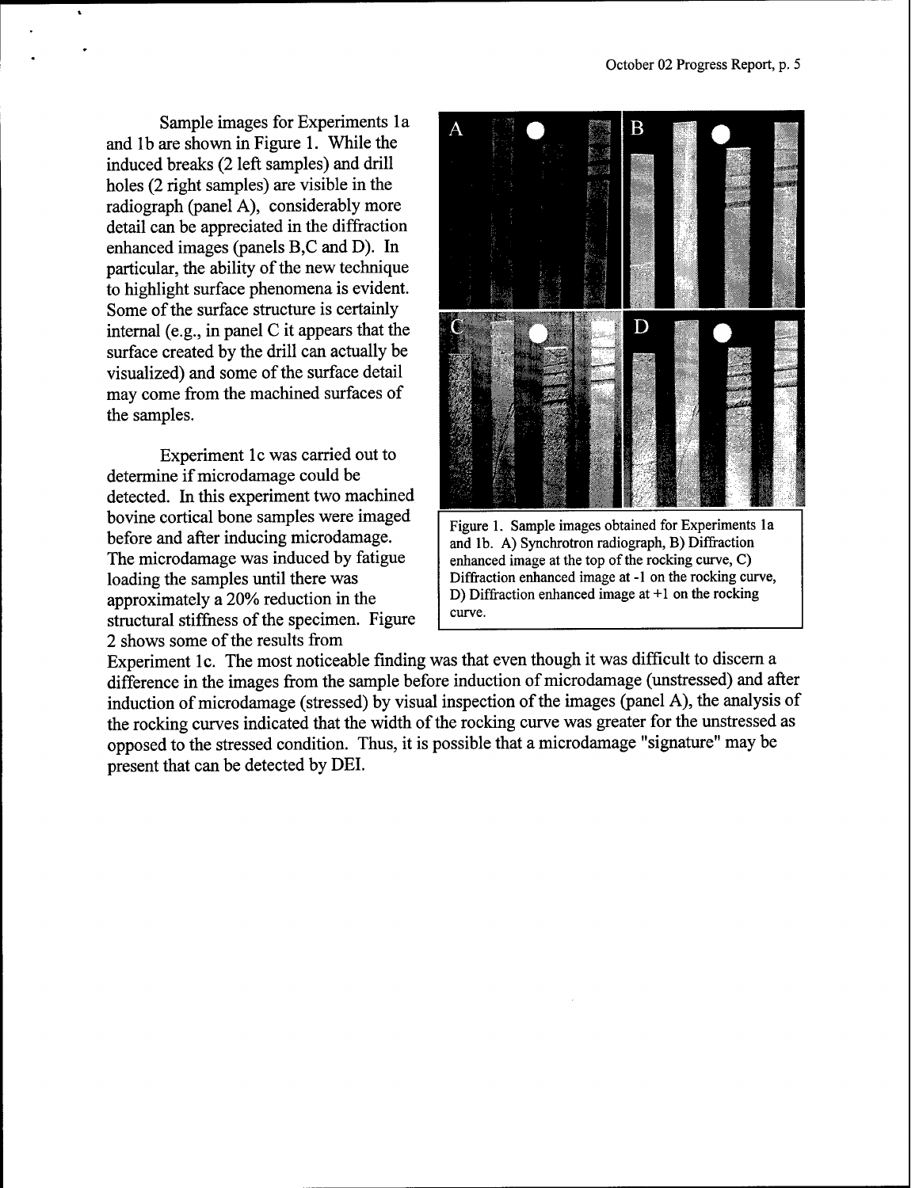Sample images for Experiments 1a and 1b are shown in Figure 1. While the induced breaks (2 left samples) and drill holes (2 right samples) are visible in the radiograph (panel A), considerably more detail can be appreciated in the diffraction enhanced images (panels B,C and D). In particular, the ability of the new technique to highlight surface phenomena is evident. Some of the surface structure is certainly internal (e.g., in panel C it appears that the surface created by the drill can actually be visualized) and some of the surface detail may come from the machined surfaces of the samples.

Figure 1. Sample images obtained for Experiments 1a and 1b. A) Synchrotron radiograph, B) Diffraction enhanced image at the top of the rocking curve, C) Diffraction enhanced image at -1 on the rocking curve, D) Diffraction enhanced image at +1 on the rocking curve.

Experiment 1c was carried out to determine if microdamage could be detected. In this experiment two machined bovine cortical bone samples were imaged before and after inducing microdamage. The microdamage was induced by fatigue loading the samples until there was approximately a 20% reduction in the structural stiffness of the specimen. Figure 2 shows some of the results from Experiment 1c. The most noticeable finding was that even though it was difficult to discern a difference in the images from the sample before induction of microdamage (unstressed) and after induction of microdamage (stressed) by visual inspection of the images (panel A), the analysis of the rocking curves indicated that the width of the rocking curve was greater for the unstressed as opposed to the stressed condition. Thus, it is possible that a microdamage "signature" may be present that can be detected by DEI.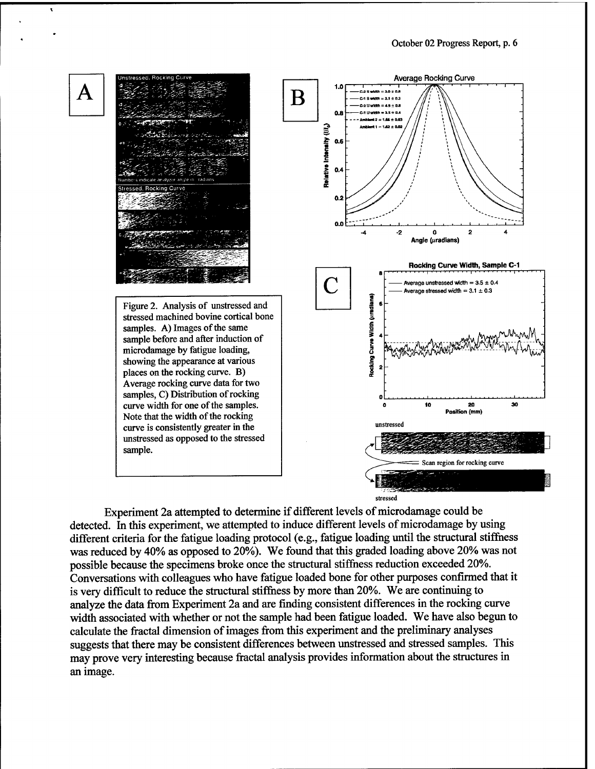Figure 2. Analysis of unstressed and stressed machined bovine cortical bone samples. A) Images of the same sample before and after induction of microdamage by fatigue loading, showing the appearance at various places on the rocking curve. B) Average rocking curve data for two samples, C) Distribution of rocking curve width for one of the samples. Note that the width of the rocking curve is consistently greater in the unstressed as opposed to the stressed sample.

Experiment 2a attempted to determine if different levels of microdamage could be detected. In this experiment, we attempted to induce different levels of microdamage by using different criteria for the fatigue loading protocol (e.g., fatigue loading until the structural stiffness was reduced by 40% as opposed to 20%). We found that this graded loading above 20% was not possible because the specimens broke once the structural stiffness reduction exceeded 20%. Conversations with colleagues who have fatigue loaded bone for other purposes confirmed that it is very difficult to reduce the structural stiffness by more than 20%. We are continuing to analyze the data from Experiment 2a and are finding consistent differences in the rocking curve width associated with whether or not the sample had been fatigue loaded. We have also begun to calculate the fractal dimension of images from this experiment and the preliminary analyses suggests that there may be consistent differences between unstressed and stressed samples. This may prove very interesting because fractal analysis provides information about the structures in an image.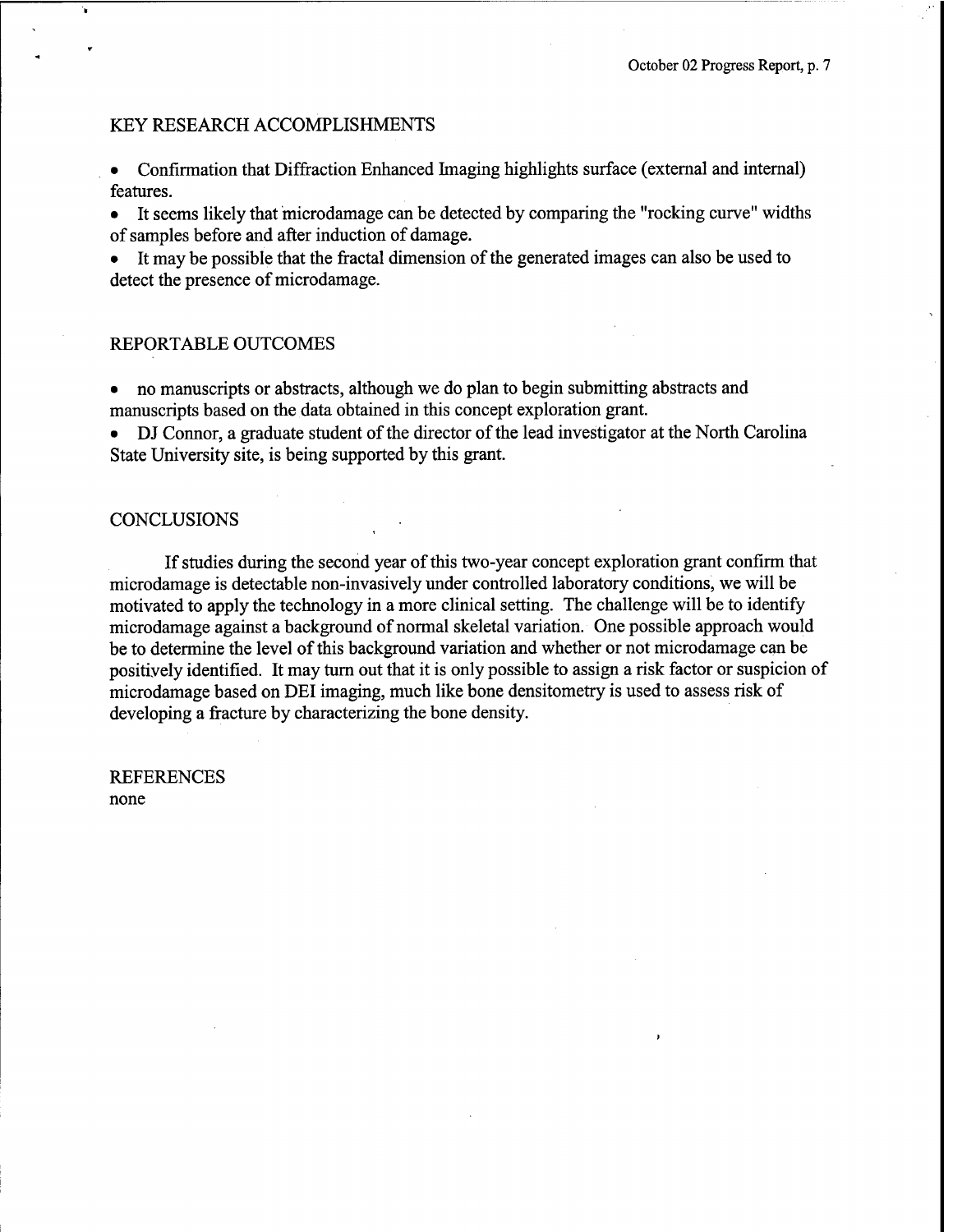## KEY RESEARCH ACCOMPLISHMENTS

- Confirmation that Diffraction Enhanced Imaging highlights surface (external and internal) features.
- It seems likely that microdamage can be detected by comparing the "rocking curve" widths of samples before and after induction of damage.
- It may be possible that the fractal dimension of the generated images can also be used to detect the presence of microdamage.

## REPORTABLE OUTCOMES

- no manuscripts or abstracts, although we do plan to begin submitting abstracts and manuscripts based on the data obtained in this concept exploration grant.
- DJ Connor, a graduate student of the director of the lead investigator at the North Carolina State University site, is being supported by this grant.

## CONCLUSIONS

If studies during the second year of this two-year concept exploration grant confirm that microdamage is detectable non-invasively under controlled laboratory conditions, we will be motivated to apply the technology in a more clinical setting. The challenge will be to identify microdamage against a background of normal skeletal variation. One possible approach would be to determine the level of this background variation and whether or not microdamage can be positively identified. It may turn out that it is only possible to assign a risk factor or suspicion of microdamage based on DEI imaging, much like bone densitometry is used to assess risk of developing a fracture by characterizing the bone density.

## REFERENCES

none